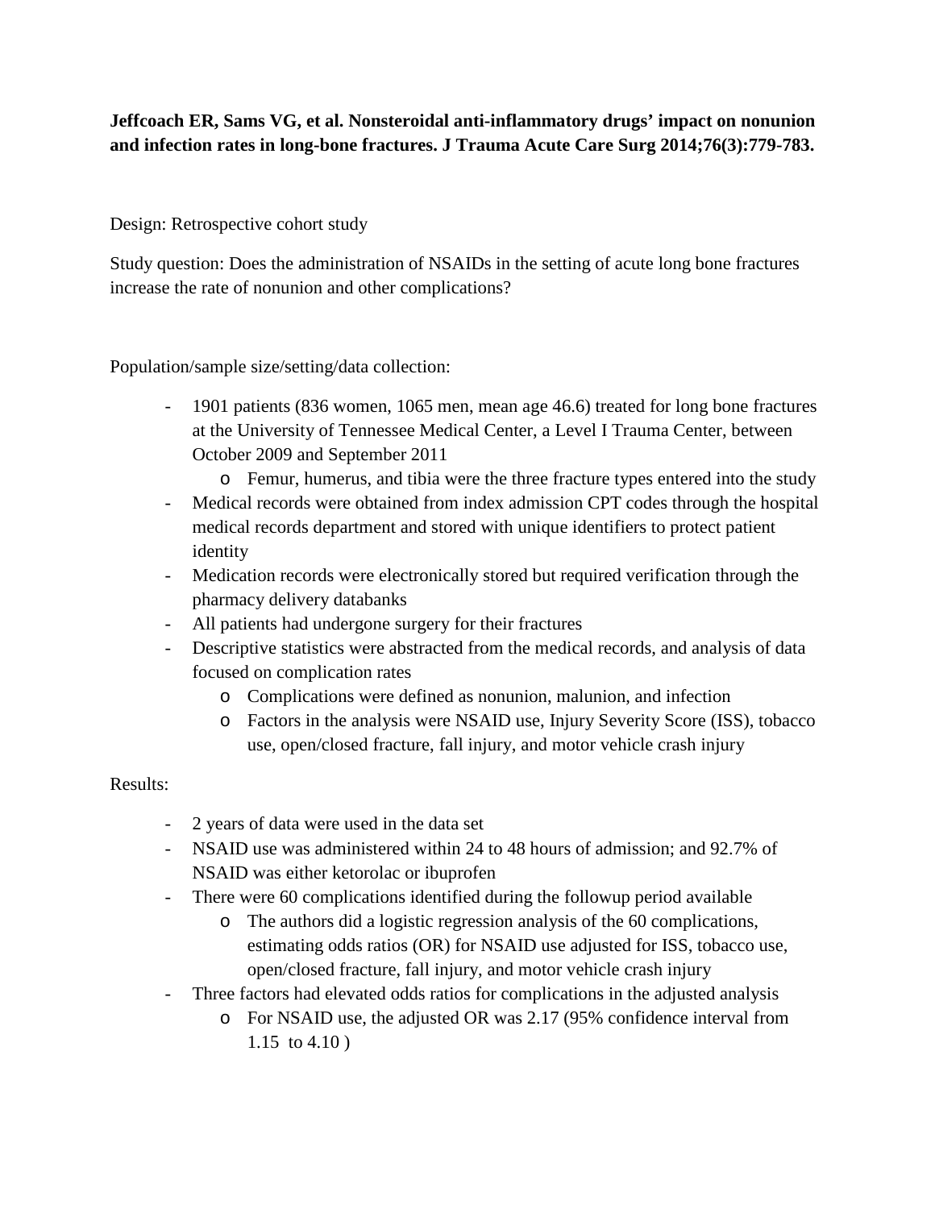**Jeffcoach ER, Sams VG, et al. Nonsteroidal anti-inflammatory drugs' impact on nonunion and infection rates in long-bone fractures. J Trauma Acute Care Surg 2014;76(3):779-783.**

Design: Retrospective cohort study

Study question: Does the administration of NSAIDs in the setting of acute long bone fractures increase the rate of nonunion and other complications?

Population/sample size/setting/data collection:

- 1901 patients (836 women, 1065 men, mean age 46.6) treated for long bone fractures at the University of Tennessee Medical Center, a Level I Trauma Center, between October 2009 and September 2011
  - Femur, humerus, and tibia were the three fracture types entered into the study
- Medical records were obtained from index admission CPT codes through the hospital medical records department and stored with unique identifiers to protect patient identity
- Medication records were electronically stored but required verification through the pharmacy delivery databanks
- All patients had undergone surgery for their fractures
- Descriptive statistics were abstracted from the medical records, and analysis of data focused on complication rates
  - Complications were defined as nonunion, malunion, and infection
  - Factors in the analysis were NSAID use, Injury Severity Score (ISS), tobacco use, open/closed fracture, fall injury, and motor vehicle crash injury

Results:

- 2 years of data were used in the data set
- NSAID use was administered within 24 to 48 hours of admission; and 92.7% of NSAID was either ketorolac or ibuprofen
- There were 60 complications identified during the followup period available
  - The authors did a logistic regression analysis of the 60 complications, estimating odds ratios (OR) for NSAID use adjusted for ISS, tobacco use, open/closed fracture, fall injury, and motor vehicle crash injury
- Three factors had elevated odds ratios for complications in the adjusted analysis
  - For NSAID use, the adjusted OR was 2.17 (95% confidence interval from 1.15 to 4.10 )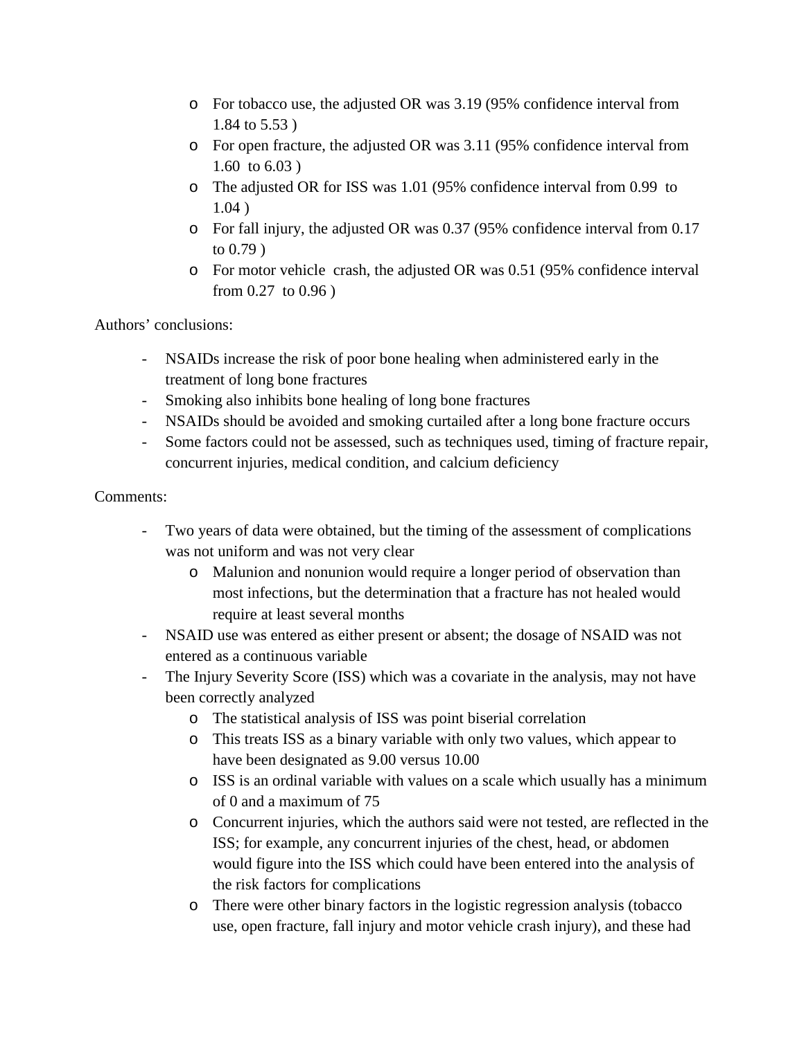- For tobacco use, the adjusted OR was 3.19 (95% confidence interval from 1.84 to 5.53 )
    - For open fracture, the adjusted OR was 3.11 (95% confidence interval from 1.60 to 6.03 )
    - The adjusted OR for ISS was 1.01 (95% confidence interval from 0.99 to 1.04 )
    - For fall injury, the adjusted OR was 0.37 (95% confidence interval from 0.17 to 0.79 )
    - For motor vehicle crash, the adjusted OR was 0.51 (95% confidence interval from 0.27 to 0.96 )

Authors' conclusions:

- NSAIDs increase the risk of poor bone healing when administered early in the treatment of long bone fractures
- Smoking also inhibits bone healing of long bone fractures
- NSAIDs should be avoided and smoking curtailed after a long bone fracture occurs
- Some factors could not be assessed, such as techniques used, timing of fracture repair, concurrent injuries, medical condition, and calcium deficiency

Comments:

- Two years of data were obtained, but the timing of the assessment of complications was not uniform and was not very clear
    - Malunion and nonunion would require a longer period of observation than most infections, but the determination that a fracture has not healed would require at least several months
- NSAID use was entered as either present or absent; the dosage of NSAID was not entered as a continuous variable
- The Injury Severity Score (ISS) which was a covariate in the analysis, may not have been correctly analyzed
    - The statistical analysis of ISS was point biserial correlation
    - This treats ISS as a binary variable with only two values, which appear to have been designated as 9.00 versus 10.00
    - ISS is an ordinal variable with values on a scale which usually has a minimum of 0 and a maximum of 75
    - Concurrent injuries, which the authors said were not tested, are reflected in the ISS; for example, any concurrent injuries of the chest, head, or abdomen would figure into the ISS which could have been entered into the analysis of the risk factors for complications
    - There were other binary factors in the logistic regression analysis (tobacco use, open fracture, fall injury and motor vehicle crash injury), and these had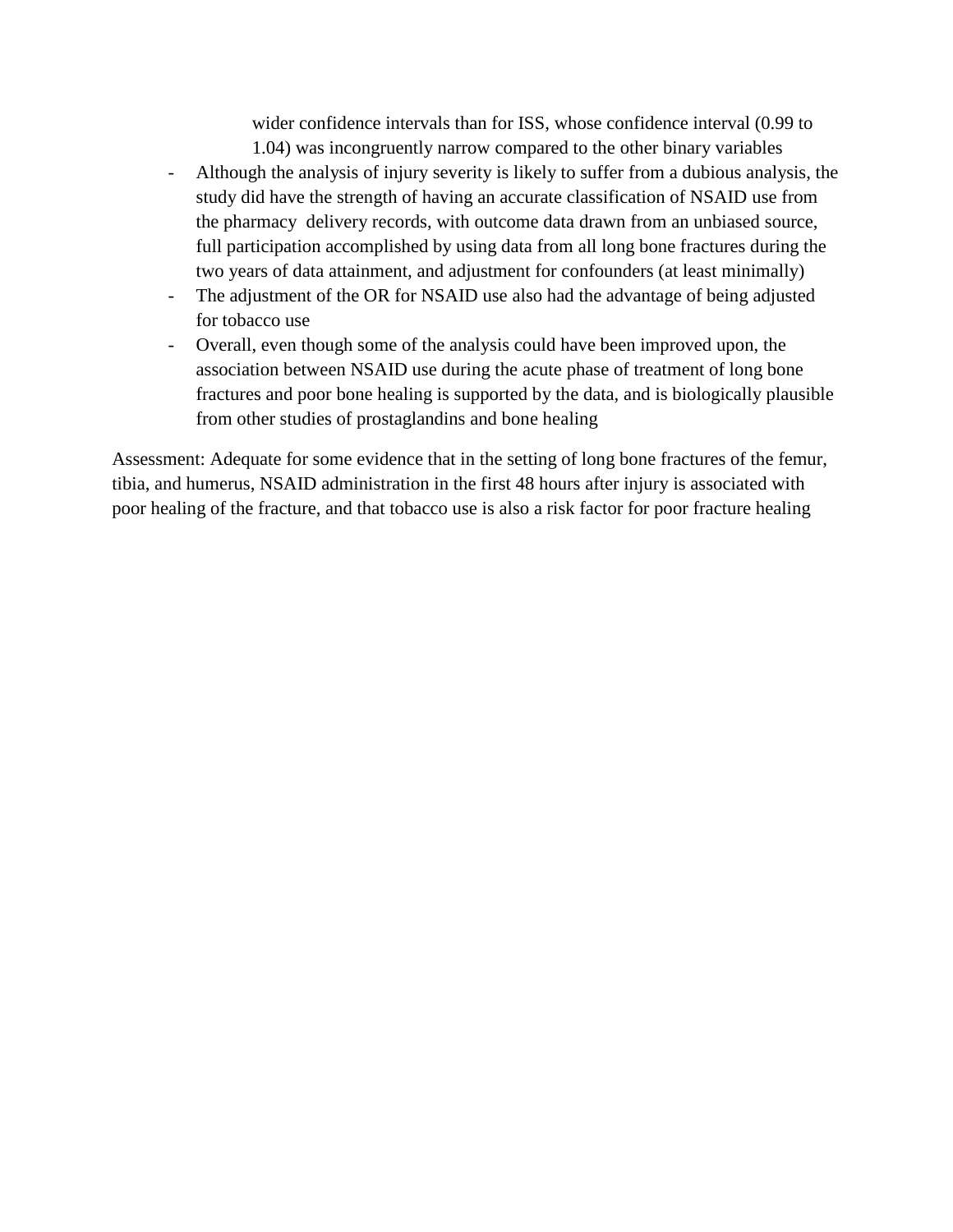wider confidence intervals than for ISS, whose confidence interval (0.99 to 1.04) was incongruently narrow compared to the other binary variables

- Although the analysis of injury severity is likely to suffer from a dubious analysis, the study did have the strength of having an accurate classification of NSAID use from the pharmacy delivery records, with outcome data drawn from an unbiased source, full participation accomplished by using data from all long bone fractures during the two years of data attainment, and adjustment for confounders (at least minimally)
- The adjustment of the OR for NSAID use also had the advantage of being adjusted for tobacco use
- Overall, even though some of the analysis could have been improved upon, the association between NSAID use during the acute phase of treatment of long bone fractures and poor bone healing is supported by the data, and is biologically plausible from other studies of prostaglandins and bone healing

Assessment: Adequate for some evidence that in the setting of long bone fractures of the femur, tibia, and humerus, NSAID administration in the first 48 hours after injury is associated with poor healing of the fracture, and that tobacco use is also a risk factor for poor fracture healing